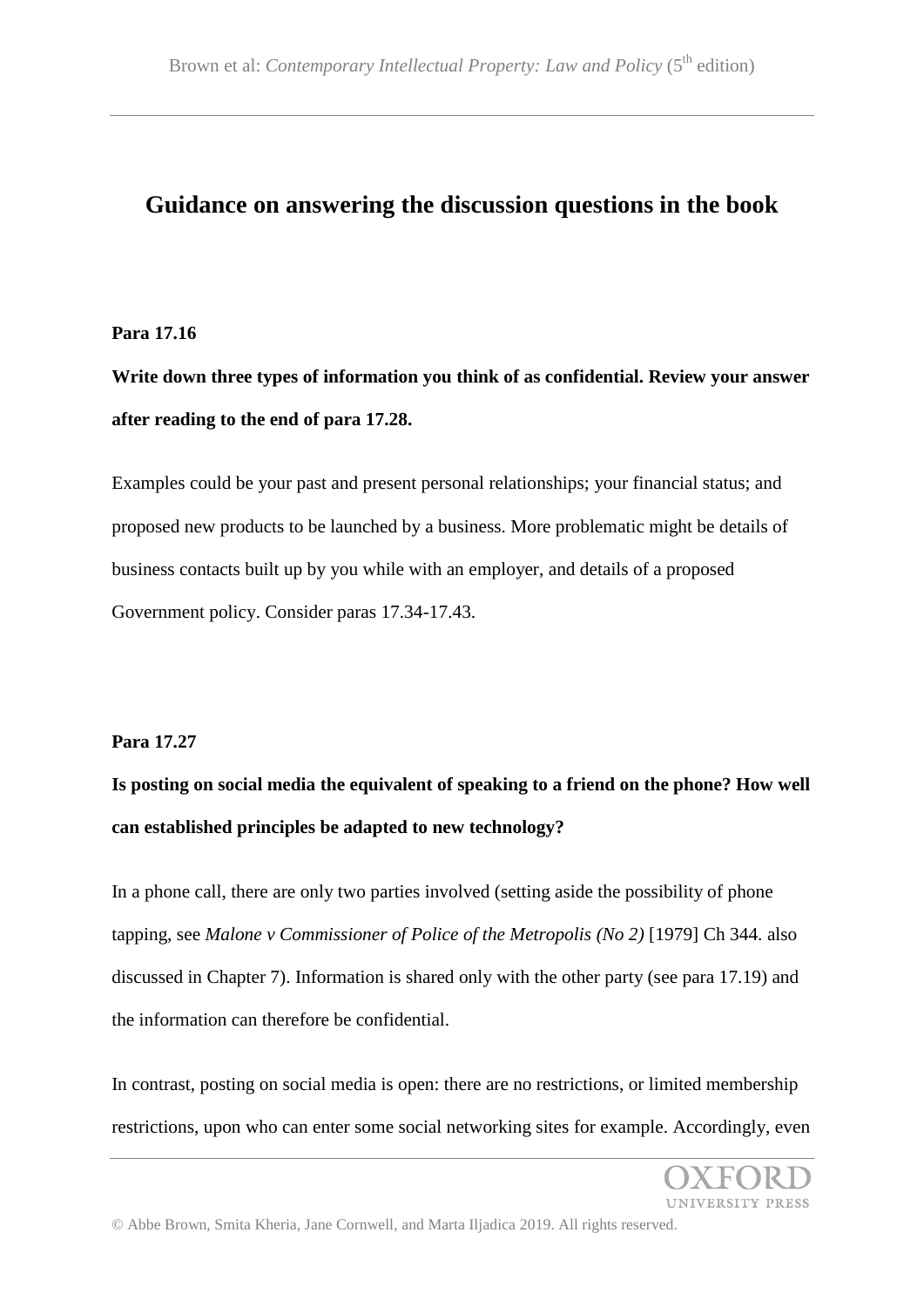# Guidance on answering the discussion questions in the book

**Para 17.16**

**Write down three types of information you think of as confidential. Review your answer after reading to the end of para 17.28.**

Examples could be your past and present personal relationships; your financial status; and proposed new products to be launched by a business. More problematic might be details of business contacts built up by you while with an employer, and details of a proposed Government policy. Consider paras 17.34-17.43.

**Para 17.27**

**Is posting on social media the equivalent of speaking to a friend on the phone? How well can established principles be adapted to new technology?**

In a phone call, there are only two parties involved (setting aside the possibility of phone tapping, see *Malone v Commissioner of Police of the Metropolis (No 2)* [1979] Ch 344. also discussed in Chapter 7). Information is shared only with the other party (see para 17.19) and the information can therefore be confidential.

In contrast, posting on social media is open: there are no restrictions, or limited membership restrictions, upon who can enter some social networking sites for example. Accordingly, even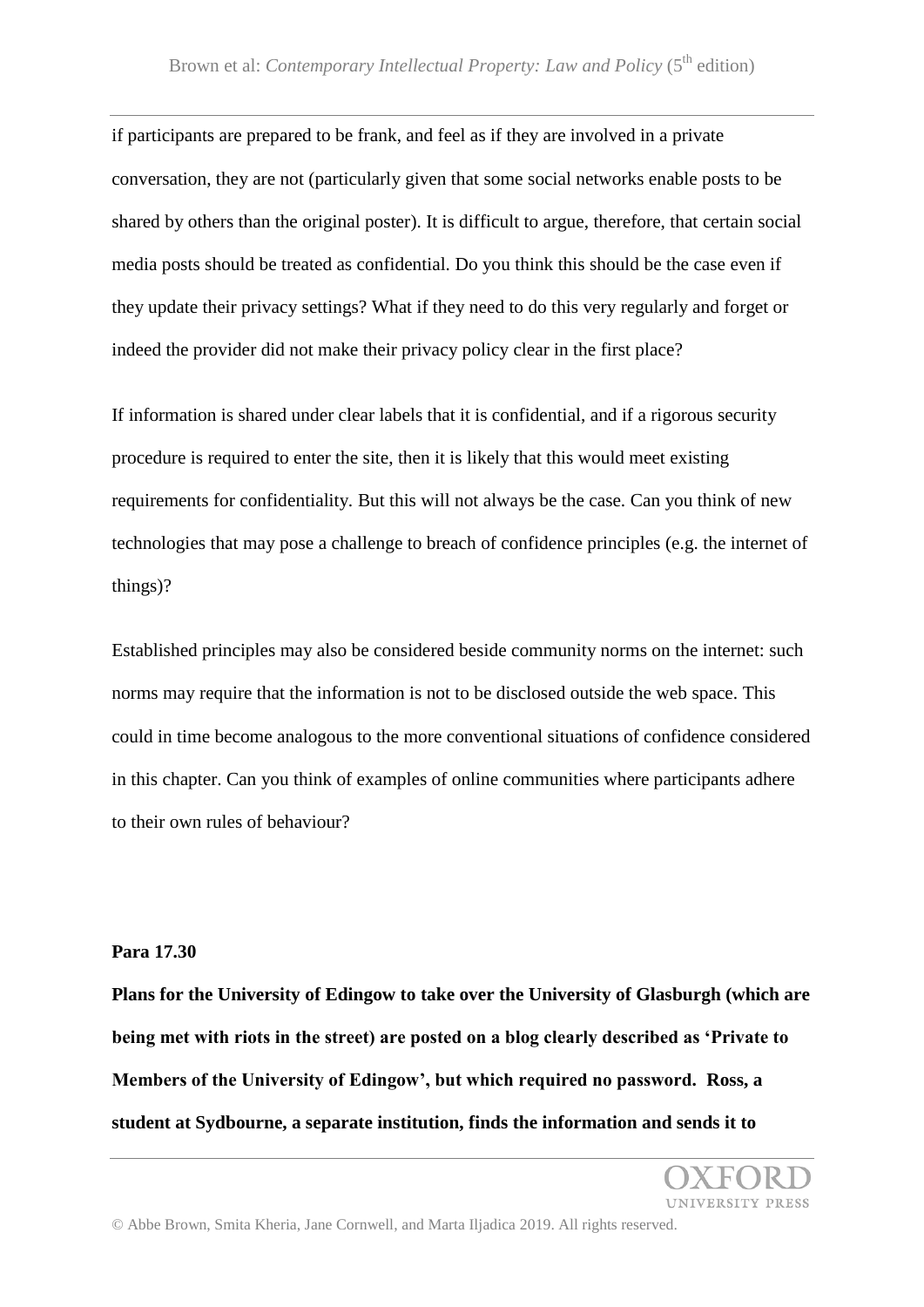if participants are prepared to be frank, and feel as if they are involved in a private conversation, they are not (particularly given that some social networks enable posts to be shared by others than the original poster). It is difficult to argue, therefore, that certain social media posts should be treated as confidential. Do you think this should be the case even if they update their privacy settings? What if they need to do this very regularly and forget or indeed the provider did not make their privacy policy clear in the first place?

If information is shared under clear labels that it is confidential, and if a rigorous security procedure is required to enter the site, then it is likely that this would meet existing requirements for confidentiality. But this will not always be the case. Can you think of new technologies that may pose a challenge to breach of confidence principles (e.g. the internet of things)?

Established principles may also be considered beside community norms on the internet: such norms may require that the information is not to be disclosed outside the web space. This could in time become analogous to the more conventional situations of confidence considered in this chapter. Can you think of examples of online communities where participants adhere to their own rules of behaviour?

**Para 17.30**

**Plans for the University of Edingow to take over the University of Glasburgh (which are being met with riots in the street) are posted on a blog clearly described as 'Private to Members of the University of Edingow', but which required no password. Ross, a student at Sydbourne, a separate institution, finds the information and sends it to**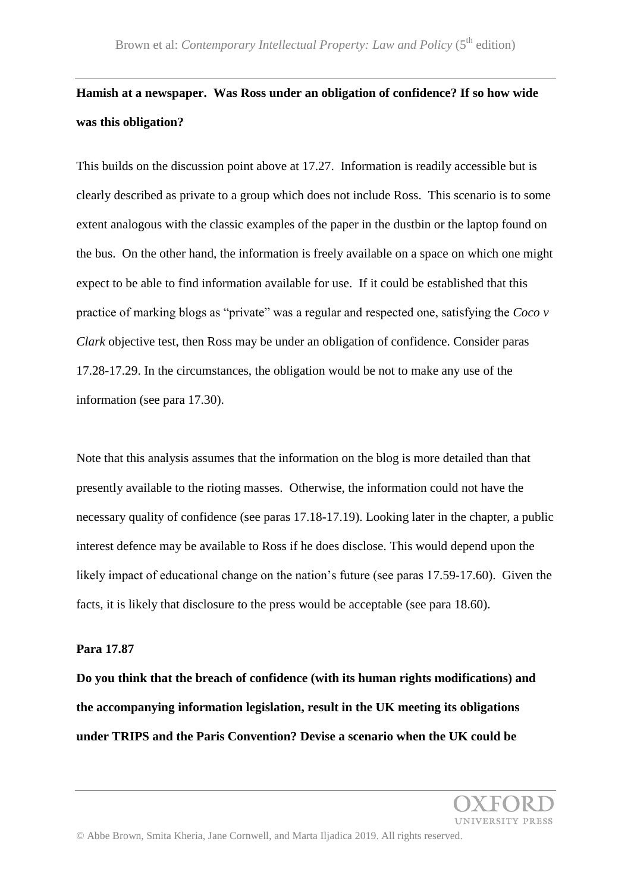**Hamish at a newspaper. Was Ross under an obligation of confidence? If so how wide was this obligation?**

This builds on the discussion point above at 17.27. Information is readily accessible but is clearly described as private to a group which does not include Ross. This scenario is to some extent analogous with the classic examples of the paper in the dustbin or the laptop found on the bus. On the other hand, the information is freely available on a space on which one might expect to be able to find information available for use. If it could be established that this practice of marking blogs as "private" was a regular and respected one, satisfying the *Coco v Clark* objective test, then Ross may be under an obligation of confidence. Consider paras 17.28-17.29. In the circumstances, the obligation would be not to make any use of the information (see para 17.30).

Note that this analysis assumes that the information on the blog is more detailed than that presently available to the rioting masses. Otherwise, the information could not have the necessary quality of confidence (see paras 17.18-17.19). Looking later in the chapter, a public interest defence may be available to Ross if he does disclose. This would depend upon the likely impact of educational change on the nation's future (see paras 17.59-17.60). Given the facts, it is likely that disclosure to the press would be acceptable (see para 18.60).

**Para 17.87**

**Do you think that the breach of confidence (with its human rights modifications) and the accompanying information legislation, result in the UK meeting its obligations under TRIPS and the Paris Convention? Devise a scenario when the UK could be**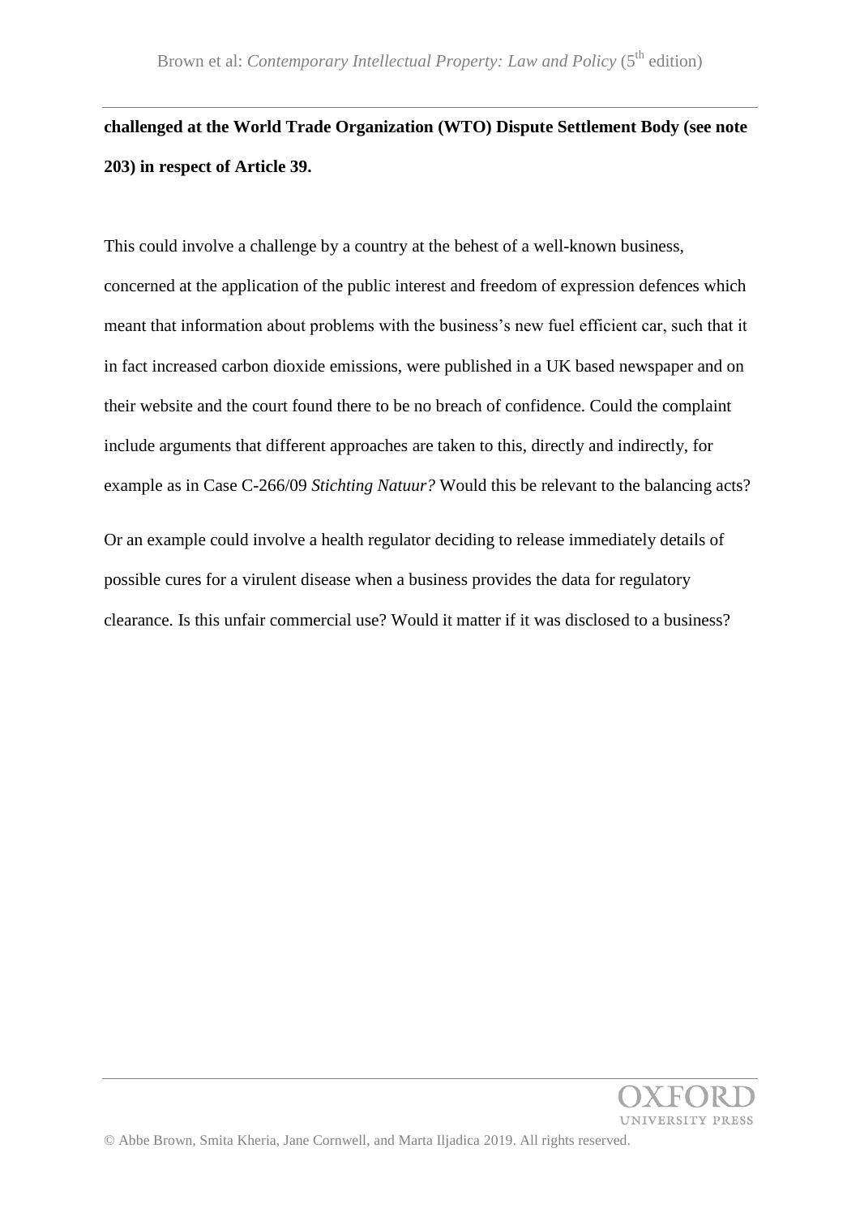**challenged at the World Trade Organization (WTO) Dispute Settlement Body (see note 203) in respect of Article 39.**

This could involve a challenge by a country at the behest of a well-known business, concerned at the application of the public interest and freedom of expression defences which meant that information about problems with the business's new fuel efficient car, such that it in fact increased carbon dioxide emissions, were published in a UK based newspaper and on their website and the court found there to be no breach of confidence. Could the complaint include arguments that different approaches are taken to this, directly and indirectly, for example as in Case C-266/09 *Stichting Natuur?* Would this be relevant to the balancing acts?

Or an example could involve a health regulator deciding to release immediately details of possible cures for a virulent disease when a business provides the data for regulatory clearance. Is this unfair commercial use? Would it matter if it was disclosed to a business?